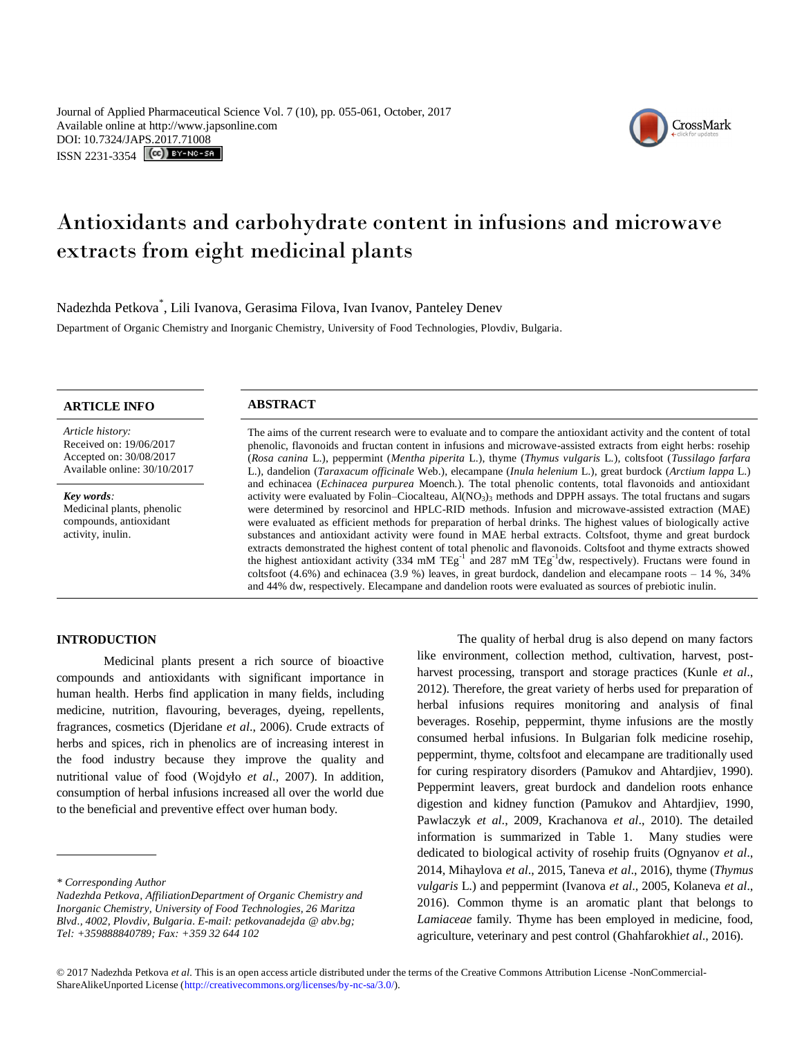Journal of Applied Pharmaceutical Science Vol. 7 (10), pp. 055-061, October, 2017
Available online at http://www.japsonline.com
DOI: 10.7324/JAPS.2017.71008
ISSN 2231-3354

# Antioxidants and carbohydrate content in infusions and microwave extracts from eight medicinal plants

Nadezhda Petkova*, Lili Ivanova, Gerasima Filova, Ivan Ivanov, Panteley Denev

Department of Organic Chemistry and Inorganic Chemistry, University of Food Technologies, Plovdiv, Bulgaria.

## ARTICLE INFO

*Article history:*
Received on: 19/06/2017
Accepted on: 30/08/2017
Available online: 30/10/2017

***Key words:***
Medicinal plants, phenolic compounds, antioxidant activity, inulin.

## ABSTRACT

The aims of the current research were to evaluate and to compare the antioxidant activity and the content of total phenolic, flavonoids and fructan content in infusions and microwave-assisted extracts from eight herbs: rosehip (*Rosa canina* L.), peppermint (*Mentha piperita* L.), thyme (*Thymus vulgaris* L.), coltsfoot (*Tussilago farfara* L.), dandelion (*Taraxacum officinale* Web.), elecampane (*Inula helenium* L.), great burdock (*Arctium lappa* L.) and echinacea (*Echinacea purpurea* Moench.). The total phenolic contents, total flavonoids and antioxidant activity were evaluated by Folin–Ciocalteau, $Al(NO_3)_3$ methods and DPPH assays. The total fructans and sugars were determined by resorcinol and HPLC-RID methods. Infusion and microwave-assisted extraction (MAE) were evaluated as efficient methods for preparation of herbal drinks. The highest values of biologically active substances and antioxidant activity were found in MAE herbal extracts. Coltsfoot, thyme and great burdock extracts demonstrated the highest content of total phenolic and flavonoids. Coltsfoot and thyme extracts showed the highest antioxidant activity (334 mM $TEg^{-1}$ and 287 mM $TEg^{-1}$dw, respectively). Fructans were found in coltsfoot (4.6%) and echinacea (3.9 %) leaves, in great burdock, dandelion and elecampane roots – 14 %, 34% and 44% dw, respectively. Elecampane and dandelion roots were evaluated as sources of prebiotic inulin.

## INTRODUCTION

Medicinal plants present a rich source of bioactive compounds and antioxidants with significant importance in human health. Herbs find application in many fields, including medicine, nutrition, flavouring, beverages, dyeing, repellents, fragrances, cosmetics (Djeridane *et al*., 2006). Crude extracts of herbs and spices, rich in phenolics are of increasing interest in the food industry because they improve the quality and nutritional value of food (Wojdyło *et al*., 2007). In addition, consumption of herbal infusions increased all over the world due to the beneficial and preventive effect over human body.

The quality of herbal drug is also depend on many factors like environment, collection method, cultivation, harvest, post-harvest processing, transport and storage practices (Kunle *et al*., 2012). Therefore, the great variety of herbs used for preparation of herbal infusions requires monitoring and analysis of final beverages. Rosehip, peppermint, thyme infusions are the mostly consumed herbal infusions. In Bulgarian folk medicine rosehip, peppermint, thyme, coltsfoot and elecampane are traditionally used for curing respiratory disorders (Pamukov and Ahtardjiev, 1990). Peppermint leavers, great burdock and dandelion roots enhance digestion and kidney function (Pamukov and Ahtardjiev, 1990, Pawlaczyk *et al*., 2009, Krachanova *et al*., 2010). The detailed information is summarized in Table 1. Many studies were dedicated to biological activity of rosehip fruits (Ognyanov *et al*., 2014, Mihaylova *et al*., 2015, Taneva *et al*., 2016), thyme (*Thymus vulgaris* L.) and peppermint (Ivanova *et al*., 2005, Kolaneva *et al*., 2016). Common thyme is an aromatic plant that belongs to *Lamiaceae* family. Thyme has been employed in medicine, food, agriculture, veterinary and pest control (Ghahfarokhi*et al*., 2016).

\* *Corresponding Author*
*Nadezhda Petkova, AffiliationDepartment of Organic Chemistry and Inorganic Chemistry, University of Food Technologies, 26 Maritza Blvd., 4002, Plovdiv, Bulgaria. E-mail: petkovanadejda @ abv.bg; Tel: +359888840789; Fax: +359 32 644 102*

© 2017 Nadezhda Petkova *et al*. This is an open access article distributed under the terms of the Creative Commons Attribution License -NonCommercial-ShareAlikeUnported License (http://creativecommons.org/licenses/by-nc-sa/3.0/).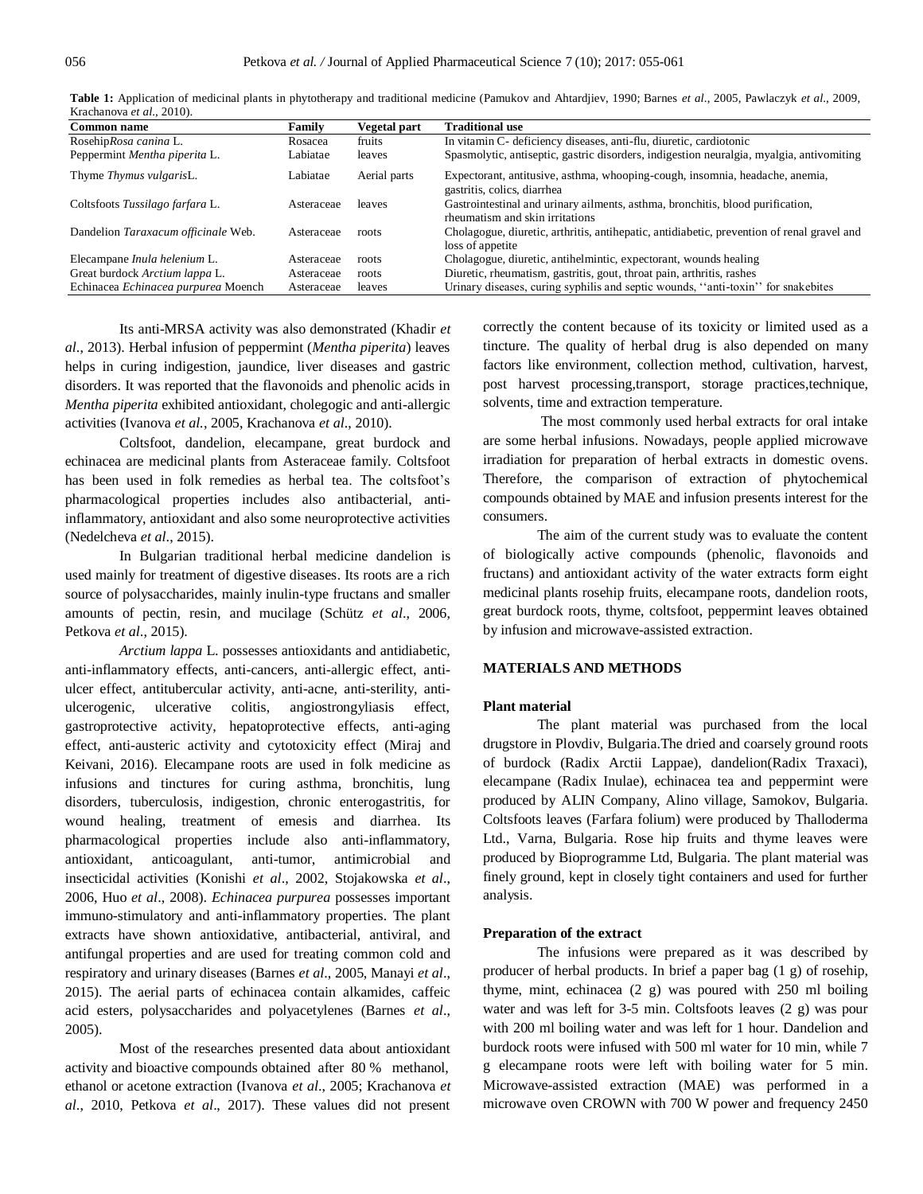**Table 1:** Application of medicinal plants in phytotherapy and traditional medicine (Pamukov and Ahtardjiev, 1990; Barnes *et al*., 2005, Pawlaczyk *et al*., 2009, Krachanova *et al*., 2010).

| Common name | Family | Vegetal part | Traditional use |
|---|---|---|---|
| Rosehip*Rosa canina* L. | Rosacea | fruits | In vitamin C- deficiency diseases, anti-flu, diuretic, cardiotonic |
| Peppermint *Mentha piperita* L. | Labiatae | leaves | Spasmolytic, antiseptic, gastric disorders, indigestion neuralgia, myalgia, antivomiting |
| Thyme *Thymus vulgaris*L. | Labiatae | Aerial parts | Expectorant, antitusive, asthma, whooping-cough, insomnia, headache, anemia, gastritis, colics, diarrhea |
| Coltsfoots *Tussilago farfara* L. | Asteraceae | leaves | Gastrointestinal and urinary ailments, asthma, bronchitis, blood purification, rheumatism and skin irritations |
| Dandelion *Taraxacum officinale* Web. | Asteraceae | roots | Chologogue, diuretic, arthritis, antihepatic, antidiabetic, prevention of renal gravel and loss of appetite |
| Elecampane *Inula helenium* L. | Asteraceae | roots | Chologogue, diuretic, antihelmintic, expectorant, wounds healing |
| Great burdock *Arctium lappa* L. | Asteraceae | roots | Diuretic, rheumatism, gastritis, gout, throat pain, arthritis, rashes |
| Echinacea *Echinacea purpurea* Moench | Asteraceae | leaves | Urinary diseases, curing syphilis and septic wounds, ''anti-toxin'' for snakebites |

Its anti-MRSA activity was also demonstrated (Khadir *et al*., 2013). Herbal infusion of peppermint (*Mentha piperita*) leaves helps in curing indigestion, jaundice, liver diseases and gastric disorders. It was reported that the flavonoids and phenolic acids in *Mentha piperita* exhibited antioxidant, cholegogic and anti-allergic activities (Ivanova *et al.*, 2005, Krachanova *et al*., 2010).

Coltsfoot, dandelion, elecampane, great burdock and echinacea are medicinal plants from Asteraceae family. Coltsfoot has been used in folk remedies as herbal tea. The coltsfoot's pharmacological properties includes also antibacterial, anti-inflammatory, antioxidant and also some neuroprotective activities (Nedelcheva *et al*., 2015).

In Bulgarian traditional herbal medicine dandelion is used mainly for treatment of digestive diseases. Its roots are a rich source of polysaccharides, mainly inulin-type fructans and smaller amounts of pectin, resin, and mucilage (Schütz *et al*., 2006, Petkova *et al*., 2015).

*Arctium lappa* L. possesses antioxidants and antidiabetic, anti-inflammatory effects, anti-cancers, anti-allergic effect, anti-ulcer effect, antitubercular activity, anti-acne, anti-sterility, anti-ulcerogenic, ulcerative colitis, angiostrongyliasis effect, gastroprotective activity, hepatoprotective effects, anti-aging effect, anti-austeric activity and cytotoxicity effect (Miraj and Keivani, 2016). Elecampane roots are used in folk medicine as infusions and tinctures for curing asthma, bronchitis, lung disorders, tuberculosis, indigestion, chronic enterogastritis, for wound healing, treatment of emesis and diarrhea. Its pharmacological properties include also anti-inflammatory, antioxidant, anticoagulant, anti-tumor, antimicrobial and insecticidal activities (Konishi *et al*., 2002, Stojakowska *et al*., 2006, Huo *et al*., 2008). *Echinacea purpurea* possesses important immuno-stimulatory and anti-inflammatory properties. The plant extracts have shown antioxidative, antibacterial, antiviral, and antifungal properties and are used for treating common cold and respiratory and urinary diseases (Barnes *et al*., 2005, Manayi *et al*., 2015). The aerial parts of echinacea contain alkamides, caffeic acid esters, polysaccharides and polyacetylenes (Barnes *et al*., 2005).

Most of the researches presented data about antioxidant activity and bioactive compounds obtained after 80 % methanol, ethanol or acetone extraction (Ivanova *et al*., 2005; Krachanova *et al*., 2010, Petkova *et al*., 2017). These values did not present correctly the content because of its toxicity or limited used as a tincture. The quality of herbal drug is also depended on many factors like environment, collection method, cultivation, harvest, post harvest processing,transport, storage practices,technique, solvents, time and extraction temperature.

The most commonly used herbal extracts for oral intake are some herbal infusions. Nowadays, people applied microwave irradiation for preparation of herbal extracts in domestic ovens. Therefore, the comparison of extraction of phytochemical compounds obtained by MAE and infusion presents interest for the consumers.

The aim of the current study was to evaluate the content of biologically active compounds (phenolic, flavonoids and fructans) and antioxidant activity of the water extracts form eight medicinal plants rosehip fruits, elecampane roots, dandelion roots, great burdock roots, thyme, coltsfoot, peppermint leaves obtained by infusion and microwave-assisted extraction.

## MATERIALS AND METHODS

### Plant material

The plant material was purchased from the local drugstore in Plovdiv, Bulgaria.The dried and coarsely ground roots of burdock (Radix Arctii Lappae), dandelion(Radix Traxaci), elecampane (Radix Inulae), echinacea tea and peppermint were produced by ALIN Company, Alino village, Samokov, Bulgaria. Coltsfoots leaves (Farfara folium) were produced by Thalloderma Ltd., Varna, Bulgaria. Rose hip fruits and thyme leaves were produced by Bioprogramme Ltd, Bulgaria. The plant material was finely ground, kept in closely tight containers and used for further analysis.

### Preparation of the extract

The infusions were prepared as it was described by producer of herbal products. In brief a paper bag (1 g) of rosehip, thyme, mint, echinacea (2 g) was poured with 250 ml boiling water and was left for 3-5 min. Coltsfoots leaves (2 g) was pour with 200 ml boiling water and was left for 1 hour. Dandelion and burdock roots were infused with 500 ml water for 10 min, while 7 g elecampane roots were left with boiling water for 5 min. Microwave-assisted extraction (MAE) was performed in a microwave oven CROWN with 700 W power and frequency 2450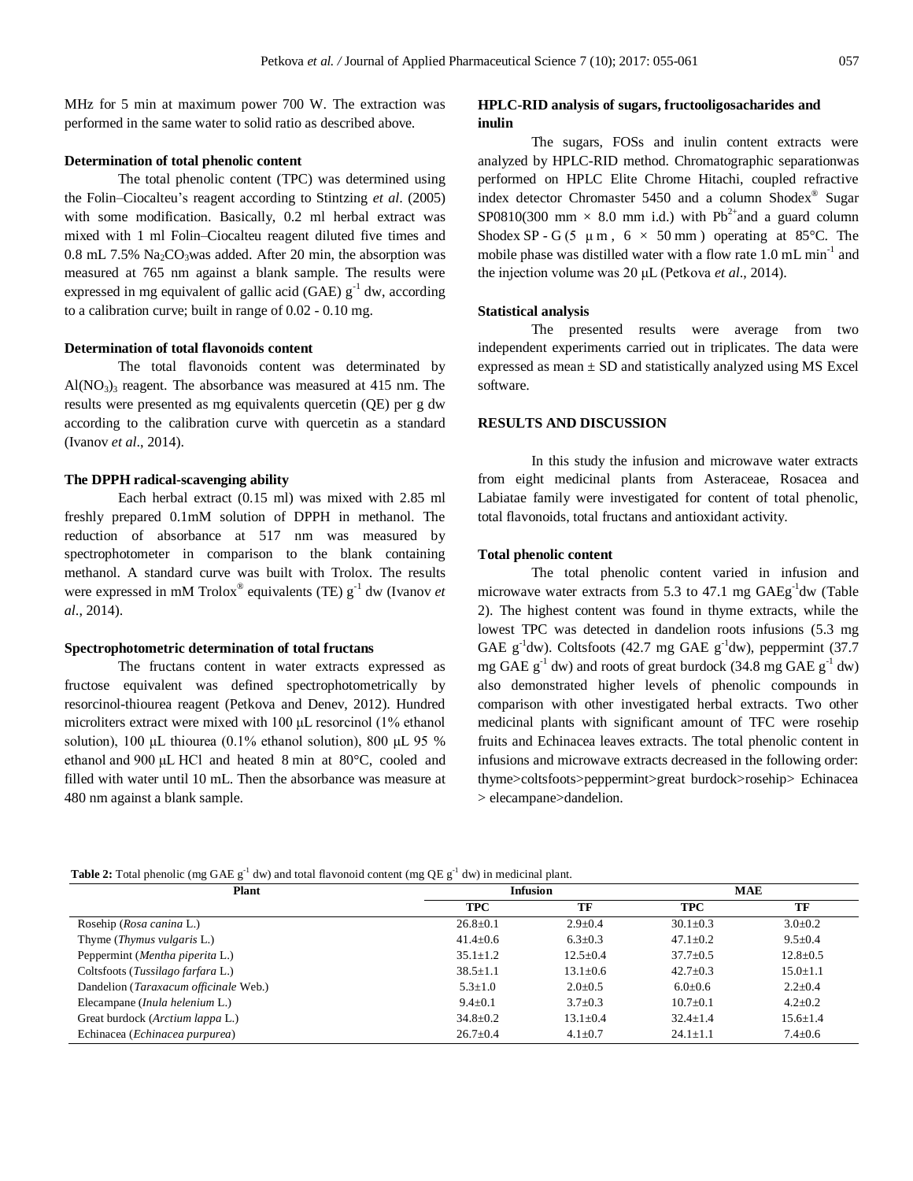MHz for 5 min at maximum power 700 W. The extraction was performed in the same water to solid ratio as described above.

**Determination of total phenolic content**

The total phenolic content (TPC) was determined using the Folin–Ciocalteu's reagent according to Stintzing *et al*. (2005) with some modification. Basically, 0.2 ml herbal extract was mixed with 1 ml Folin–Ciocalteu reagent diluted five times and 0.8 mL 7.5% $Na_2CO_3$was added. After 20 min, the absorption was measured at 765 nm against a blank sample. The results were expressed in mg equivalent of gallic acid (GAE) $g^{-1}$ dw, according to a calibration curve; built in range of 0.02 - 0.10 mg.

**Determination of total flavonoids content**

The total flavonoids content was determinated by $Al(NO_3)_3$ reagent. The absorbance was measured at 415 nm. The results were presented as mg equivalents quercetin (QE) per g dw according to the calibration curve with quercetin as a standard (Ivanov *et al*., 2014).

**The DPPH radical-scavenging ability**

Each herbal extract (0.15 ml) was mixed with 2.85 ml freshly prepared 0.1mM solution of DPPH in methanol. The reduction of absorbance at 517 nm was measured by spectrophotometer in comparison to the blank containing methanol. A standard curve was built with Trolox. The results were expressed in mM Trolox® equivalents (TE) $g^{-1}$ dw (Ivanov *et al*., 2014).

**Spectrophotometric determination of total fructans**

The fructans content in water extracts expressed as fructose equivalent was defined spectrophotometrically by resorcinol-thiourea reagent (Petkova and Denev, 2012). Hundred microliters extract were mixed with 100 μL resorcinol (1% ethanol solution), 100 μL thiourea (0.1% ethanol solution), 800 μL 95 % ethanol and 900 μL HCl and heated 8 min at 80°C, cooled and filled with water until 10 mL. Then the absorbance was measure at 480 nm against a blank sample.

**HPLC-RID analysis of sugars, fructooligosacharides and inulin**

The sugars, FOSs and inulin content extracts were analyzed by HPLC-RID method. Chromatographic separationwas performed on HPLC Elite Chrome Hitachi, coupled refractive index detector Chromaster 5450 and a column Shodex® Sugar SP0810(300 mm × 8.0 mm i.d.) with $Pb^{2+}$and a guard column Shodex SP - G (5 μm, 6 × 50 mm) operating at 85°C. The mobile phase was distilled water with a flow rate 1.0 mL $min^{-1}$ and the injection volume was 20 μL (Petkova *et al*., 2014).

**Statistical analysis**

The presented results were average from two independent experiments carried out in triplicates. The data were expressed as mean ± SD and statistically analyzed using MS Excel software.

**RESULTS AND DISCUSSION**

In this study the infusion and microwave water extracts from eight medicinal plants from Asteraceae, Rosacea and Labiatae family were investigated for content of total phenolic, total flavonoids, total fructans and antioxidant activity.

**Total phenolic content**

The total phenolic content varied in infusion and microwave water extracts from 5.3 to 47.1 mg GAE$g^{-1}$dw (Table 2). The highest content was found in thyme extracts, while the lowest TPC was detected in dandelion roots infusions (5.3 mg GAE $g^{-1}$dw). Coltsfoots (42.7 mg GAE $g^{-1}$dw), peppermint (37.7 mg GAE $g^{-1}$ dw) and roots of great burdock (34.8 mg GAE $g^{-1}$ dw) also demonstrated higher levels of phenolic compounds in comparison with other investigated herbal extracts. Two other medicinal plants with significant amount of TFC were rosehip fruits and Echinacea leaves extracts. The total phenolic content in infusions and microwave extracts decreased in the following order: thyme>coltsfoots>peppermint>great burdock>rosehip> Echinacea > elecampane>dandelion.

**Table 2:** Total phenolic (mg GAE $g^{-1}$ dw) and total flavonoid content (mg QE $g^{-1}$ dw) in medicinal plant.

| Plant | Infusion | | MAE | |
|---|---|---|---|---|
| | TPC | TF | TPC | TF |
| Rosehip (*Rosa canina* L.) | 26.8±0.1 | 2.9±0.4 | 30.1±0.3 | 3.0±0.2 |
| Thyme (*Thymus vulgaris* L.) | 41.4±0.6 | 6.3±0.3 | 47.1±0.2 | 9.5±0.4 |
| Peppermint (*Mentha piperita* L.) | 35.1±1.2 | 12.5±0.4 | 37.7±0.5 | 12.8±0.5 |
| Coltsfoots (*Tussilago farfara* L.) | 38.5±1.1 | 13.1±0.6 | 42.7±0.3 | 15.0±1.1 |
| Dandelion (*Taraxacum officinale* Web.) | 5.3±1.0 | 2.0±0.5 | 6.0±0.6 | 2.2±0.4 |
| Elecampane (*Inula helenium* L.) | 9.4±0.1 | 3.7±0.3 | 10.7±0.1 | 4.2±0.2 |
| Great burdock (*Arctium lappa* L.) | 34.8±0.2 | 13.1±0.4 | 32.4±1.4 | 15.6±1.4 |
| Echinacea (*Echinacea purpurea*) | 26.7±0.4 | 4.1±0.7 | 24.1±1.1 | 7.4±0.6 |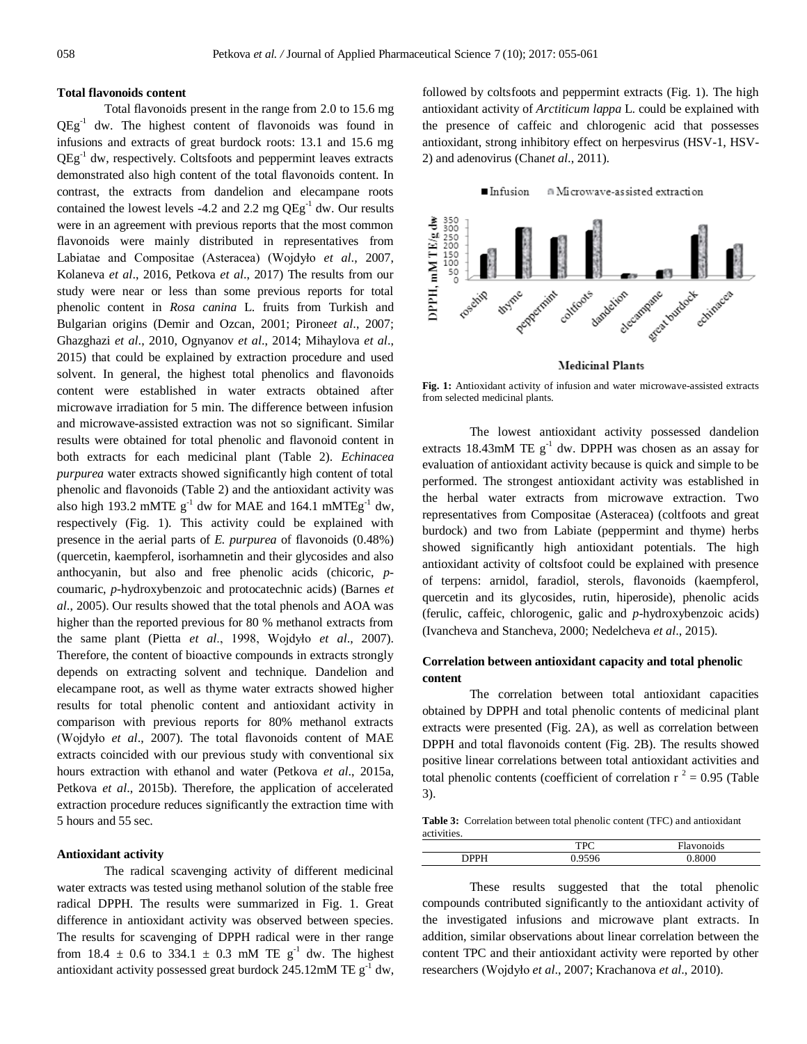### Total flavonoids content

Total flavonoids present in the range from 2.0 to 15.6 mg $QEg^{-1}$ dw. The highest content of flavonoids was found in infusions and extracts of great burdock roots: 13.1 and 15.6 mg $QEg^{-1}$ dw, respectively. Coltsfoots and peppermint leaves extracts demonstrated also high content of the total flavonoids content. In contrast, the extracts from dandelion and elecampane roots contained the lowest levels -4.2 and 2.2 mg $QEg^{-1}$ dw. Our results were in an agreement with previous reports that the most common flavonoids were mainly distributed in representatives from Labiatae and Compositae (Asteracea) (Wojdyło *et al*., 2007, Kolaneva *et al*., 2016, Petkova *et al*., 2017) The results from our study were near or less than some previous reports for total phenolic content in *Rosa canina* L. fruits from Turkish and Bulgarian origins (Demir and Ozcan, 2001; Pirone*et al*., 2007; Ghazghazi *et al*., 2010, Ognyanov *et al*., 2014; Mihaylova *et al*., 2015) that could be explained by extraction procedure and used solvent. In general, the highest total phenolics and flavonoids content were established in water extracts obtained after microwave irradiation for 5 min. The difference between infusion and microwave-assisted extraction was not so significant. Similar results were obtained for total phenolic and flavonoid content in both extracts for each medicinal plant (Table 2). *Echinacea purpurea* water extracts showed significantly high content of total phenolic and flavonoids (Table 2) and the antioxidant activity was also high 193.2 mMTE $g^{-1}$ dw for MAE and 164.1 mMTE$g^{-1}$ dw, respectively (Fig. 1). This activity could be explained with presence in the aerial parts of *E. purpurea* of flavonoids (0.48%) (quercetin, kaempferol, isorhamnetin and their glycosides and also anthocyanin, but also and free phenolic acids (chicoric, *p*-coumaric, *p*-hydroxybenzoic and protocatechnic acids) (Barnes *et al*., 2005). Our results showed that the total phenols and AOA was higher than the reported previous for 80 % methanol extracts from the same plant (Pietta *et al*., 1998, Wojdyło *et al*., 2007). Therefore, the content of bioactive compounds in extracts strongly depends on extracting solvent and technique. Dandelion and elecampane root, as well as thyme water extracts showed higher results for total phenolic content and antioxidant activity in comparison with previous reports for 80% methanol extracts (Wojdyło *et al*., 2007). The total flavonoids content of MAE extracts coincided with our previous study with conventional six hours extraction with ethanol and water (Petkova *et al*., 2015a, Petkova *et al*., 2015b). Therefore, the application of accelerated extraction procedure reduces significantly the extraction time with 5 hours and 55 sec.

### Antioxidant activity

The radical scavenging activity of different medicinal water extracts was tested using methanol solution of the stable free radical DPPH. The results were summarized in Fig. 1. Great difference in antioxidant activity was observed between species. The results for scavenging of DPPH radical were in their range from 18.4 ± 0.6 to 334.1 ± 0.3 mM TE $g^{-1}$ dw. The highest antioxidant activity possessed great burdock 245.12mM TE $g^{-1}$ dw, followed by coltsfoots and peppermint extracts (Fig. 1). The high antioxidant activity of *Arctiticum lappa* L. could be explained with the presence of caffeic and chlorogenic acid that possesses antioxidant, strong inhibitory effect on herpesvirus (HSV-1, HSV-2) and adenovirus (Chan*et al*., 2011).

**Fig. 1:** Antioxidant activity of infusion and water microwave-assisted extracts from selected medicinal plants.

The lowest antioxidant activity possessed dandelion extracts 18.43mM TE $g^{-1}$ dw. DPPH was chosen as an assay for evaluation of antioxidant activity because is quick and simple to be performed. The strongest antioxidant activity was established in the herbal water extracts from microwave extraction. Two representatives from Compositae (Asteracea) (coltfoots and great burdock) and two from Labiate (peppermint and thyme) herbs showed significantly high antioxidant potentials. The high antioxidant activity of coltsfoot could be explained with presence of terpens: arnidol, faradiol, sterols, flavonoids (kaempferol, quercetin and its glycosides, rutin, hiperoside), phenolic acids (ferulic, caffeic, chlorogenic, galic and *p*-hydroxybenzoic acids) (Ivancheva and Stancheva, 2000; Nedelcheva *et al*., 2015).

### Correlation between antioxidant capacity and total phenolic content

The correlation between total antioxidant capacities obtained by DPPH and total phenolic contents of medicinal plant extracts were presented (Fig. 2A), as well as correlation between DPPH and total flavonoids content (Fig. 2B). The results showed positive linear correlations between total antioxidant activities and total phenolic contents (coefficient of correlation $r^2 = 0.95$ (Table 3).

**Table 3:** Correlation between total phenolic content (TFC) and antioxidant activities.

| | TPC | Flavonoids |
|---|---|---|
| DPPH | 0.9596 | 0.8000 |

These results suggested that the total phenolic compounds contributed significantly to the antioxidant activity of the investigated infusions and microwave plant extracts. In addition, similar observations about linear correlation between the content TPC and their antioxidant activity were reported by other researchers (Wojdyło *et al*., 2007; Krachanova *et al*., 2010).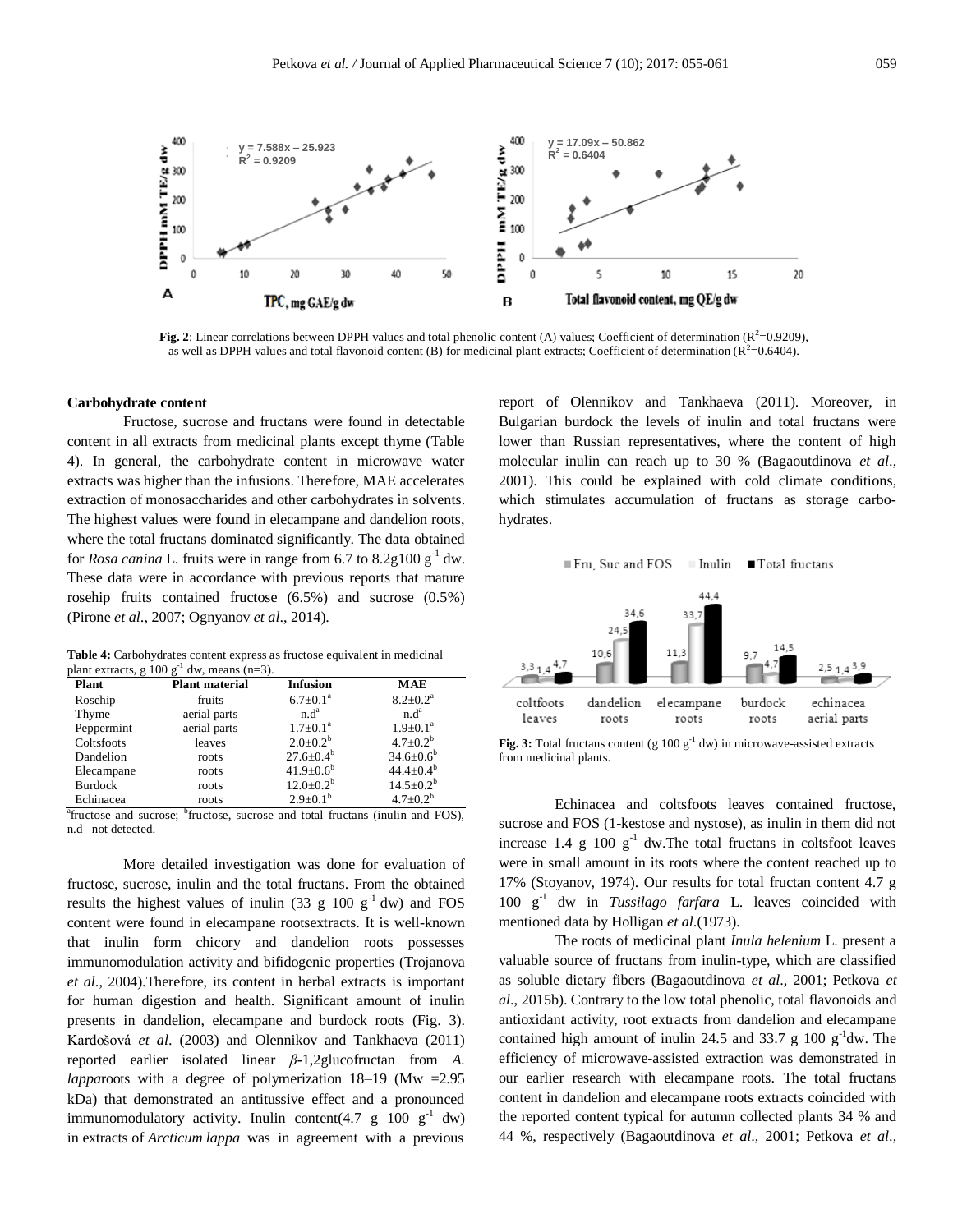**Fig. 2**: Linear correlations between DPPH values and total phenolic content (A) values; Coefficient of determination ($R^2$=0.9209), as well as DPPH values and total flavonoid content (B) for medicinal plant extracts; Coefficient of determination ($R^2$=0.6404).

### Carbohydrate content

Fructose, sucrose and fructans were found in detectable content in all extracts from medicinal plants except thyme (Table 4). In general, the carbohydrate content in microwave water extracts was higher than the infusions. Therefore, MAE accelerates extraction of monosaccharides and other carbohydrates in solvents. The highest values were found in elecampane and dandelion roots, where the total fructans dominated significantly. The data obtained for *Rosa canina* L. fruits were in range from 6.7 to 8.2g100 $g^{-1}$ dw. These data were in accordance with previous reports that mature rosehip fruits contained fructose (6.5%) and sucrose (0.5%) (Pirone *et al*., 2007; Ognyanov *et al*., 2014).

**Table 4:** Carbohydrates content express as fructose equivalent in medicinal plant extracts, g 100 $g^{-1}$ dw, means (n=3).

| Plant | Plant material | Infusion | MAE |
|---|---|---|---|
| Rosehip | fruits | 6.7±0.1[a] | 8.2±0.2[a] |
| Thyme | aerial parts | n.d[a] | n.d[a] |
| Peppermint | aerial parts | 1.7±0.1[a] | 1.9±0.1[a] |
| Coltsfoots | leaves | 2.0±0.2[b] | 4.7±0.2[b] |
| Dandelion | roots | 27.6±0.4[b] | 34.6±0.6[b] |
| Elecampane | roots | 41.9±0.6[b] | 44.4±0.4[b] |
| Burdock | roots | 12.0±0.2[b] | 14.5±0.2[b] |
| Echinacea | roots | 2.9±0.1[b] | 4.7±0.2[b] |

[a]fructose and sucrose; [b]fructose, sucrose and total fructans (inulin and FOS), n.d –not detected.

More detailed investigation was done for evaluation of fructose, sucrose, inulin and the total fructans. From the obtained results the highest values of inulin (33 g 100 $g^{-1}$ dw) and FOS content were found in elecampane rootsextracts. It is well-known that inulin form chicory and dandelion roots possesses immunomodulation activity and bifidogenic properties (Trojanova *et al*., 2004).Therefore, its content in herbal extracts is important for human digestion and health. Significant amount of inulin presents in dandelion, elecampane and burdock roots (Fig. 3). Kardošová *et al*. (2003) and Olennikov and Tankhaeva (2011) reported earlier isolated linear *β*-1,2glucofructan from *A. lappa*roots with a degree of polymerization 18–19 (Mw =2.95 kDa) that demonstrated an antitussive effect and a pronounced immunomodulatory activity. Inulin content(4.7 g 100 $g^{-1}$ dw) in extracts of *Arcticum lappa* was in agreement with a previous report of Olennikov and Tankhaeva (2011). Moreover, in Bulgarian burdock the levels of inulin and total fructans were lower than Russian representatives, where the content of high molecular inulin can reach up to 30 % (Bagaoutdinova *et al*., 2001). This could be explained with cold climate conditions, which stimulates accumulation of fructans as storage carbohydrates.

**Fig. 3:** Total fructans content (g 100 $g^{-1}$ dw) in microwave-assisted extracts from medicinal plants.

Echinacea and coltsfoots leaves contained fructose, sucrose and FOS (1-kestose and nystose), as inulin in them did not increase 1.4 g 100 $g^{-1}$ dw.The total fructans in coltsfoot leaves were in small amount in its roots where the content reached up to 17% (Stoyanov, 1974). Our results for total fructan content 4.7 g 100 $g^{-1}$ dw in *Tussilago farfara* L. leaves coincided with mentioned data by Holligan *et al*.(1973).

The roots of medicinal plant *Inula helenium* L. present a valuable source of fructans from inulin-type, which are classified as soluble dietary fibers (Bagaoutdinova *et al*., 2001; Petkova *et al*., 2015b). Contrary to the low total phenolic, total flavonoids and antioxidant activity, root extracts from dandelion and elecampane contained high amount of inulin 24.5 and 33.7 g 100 $g^{-1}$dw. The efficiency of microwave-assisted extraction was demonstrated in our earlier research with elecampane roots. The total fructans content in dandelion and elecampane roots extracts coincided with the reported content typical for autumn collected plants 34 % and 44 %, respectively (Bagaoutdinova *et al*., 2001; Petkova *et al*.,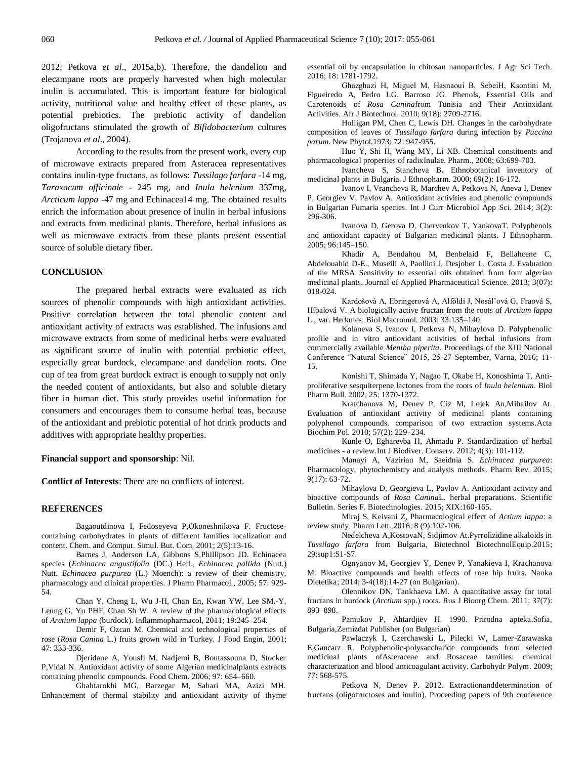2012; Petkova *et al*., 2015a,b). Therefore, the dandelion and elecampane roots are properly harvested when high molecular inulin is accumulated. This is important feature for biological activity, nutritional value and healthy effect of these plants, as potential prebiotics. The prebiotic activity of dandelion oligofructans stimulated the growth of *Bifidobacterium* cultures (Trojanova *et al*., 2004).

According to the results from the present work, every cup of microwave extracts prepared from Asteracea representatives contains inulin-type fructans, as follows: *Tussilago farfara* -14 mg, *Taraxacum officinale* - 245 mg, and *Inula helenium* 337mg, *Arcticum lappa* -47 mg and Echinacea14 mg. The obtained results enrich the information about presence of inulin in herbal infusions and extracts from medicinal plants. Therefore, herbal infusions as well as microwave extracts from these plants present essential source of soluble dietary fiber.

## CONCLUSION

The prepared herbal extracts were evaluated as rich sources of phenolic compounds with high antioxidant activities. Positive correlation between the total phenolic content and antioxidant activity of extracts was established. The infusions and microwave extracts from some of medicinal herbs were evaluated as significant source of inulin with potential prebiotic effect, especially great burdock, elecampane and dandelion roots. One cup of tea from great burdock extract is enough to supply not only the needed content of antioxidants, but also and soluble dietary fiber in human diet. This study provides useful information for consumers and encourages them to consume herbal teas, because of the antioxidant and prebiotic potential of hot drink products and additives with appropriate healthy properties.

**Financial support and sponsorship**: Nil.

**Conflict of Interests**: There are no conflicts of interest.

## REFERENCES

Bagaoutdinova I, Fedoseyeva P,Okoneshnikova F. Fructose-containing carbohydrates in plants of different families localization and content. Chem. and Comput. Simul. But. Com, 2001; 2(5):13-16.

Barnes J, Anderson LA, Gibbons S,Phillipson JD. Echinacea species (*Echinacea angustifolia* (DC.) Hell., *Echinacea pallida* (Nutt.) Nutt. *Echinacea purpurea* (L.) Moench): a review of their chemistry, pharmacology and clinical properties. J Pharm Pharmacol., 2005; 57: 929-54.

Chan Y, Cheng L, Wu J-H, Chan En, Kwan YW, Lee SM.-Y, Leung G, Yu PHF, Chan Sh W. A review of the pharmacological effects of *Arctium lappa* (burdock). Inflammopharmacol, 2011; 19:245–254.

Demir F, Ozcan M. Chemical and technological properties of rose (*Rosa Canina* L.) fruits grown wild in Turkey. J Food Engin, 2001; 47: 333-336.

Djeridane A, Yousfi M, Nadjemi B, Boutassouna D, Stocker P,Vidal N. Antioxidant activity of some Algerian medicinalplants extracts containing phenolic compounds. Food Chem. 2006; 97: 654–660.

Ghahfarokhi MG, Barzegar M, Sahari MA, Azizi MH. Enhancement of thermal stability and antioxidant activity of thyme essential oil by encapsulation in chitosan nanoparticles. J Agr Sci Tech. 2016; 18: 1781-1792.

Ghazghazi H, Miguel M, Hasnaoui B, SebeiH, Ksontini M, Figueiredo A, Pedro LG, Barroso JG. Phenols, Essential Oils and Carotenoids of *Rosa Canina*from Tunisia and Their Antioxidant Activities. Afr J Biotechnol. 2010; 9(18): 2709-2716.

Holligan PM, Chen C, Lewis DH. Changes in the carbohydrate composition of leaves of *Tussilago farfara* during infection by *Puccina parum*. New Phytol.1973; 72: 947-955.

Huo Y, Shi H, Wang MY, Li XB. Chemical constituents and pharmacological properties of radixInulae. Pharm., 2008; 63:699-703.

Ivancheva S, Stancheva B. Ethnobotanical inventory of medicinal plants in Bulgaria. J Ethnopharm. 2000; 69(2): 16-172.

Ivanov I, Vrancheva R, Marchev A, Petkova N, Aneva I, Denev P, Georgiev V, Pavlov A. Antioxidant activities and phenolic compounds in Bulgarian Fumaria species. Int J Curr Microbiol App Sci. 2014; 3(2): 296-306.

Ivanova D, Gerova D, Chervenkov T, YankovaT. Polyphenols and antioxidant capacity of Bulgarian medicinal plants. J Ethnopharm. 2005; 96:145–150.

Khadir A, Bendahou M, Benbelaid F, Bellahcene C, Abdelouahid D-E., Museili A, Paollini J, Desjober J., Costa J. Evaluation of the MRSA Sensitivity to essential oils obtained from four algerian medicinal plants. Journal of Applied Pharmaceutical Science. 2013; 3(07): 018-024.

Kardošová A, Ebringerová A, Alföldi J, Nosál'ová G, Fraová S, Híbalová V. A biologically active fructan from the roots of *Arctium lappa* L., var. Herkules. Biol Macromol. 2003; 33:135–140.

Kolaneva S, Ivanov I, Petkova N, Mihaylova D. Polyphenolic profile and in vitro antioxidant activities of herbal infusions from commercially available *Mentha piperita*. Proceedings of the XIII National Conference "Natural Science" 2015, 25-27 September, Varna, 2016; 11-15.

Konishi T, Shimada Y, Nagao T, Okabe H, Konoshima T. Antiproliferative sesquiterpene lactones from the roots of *Inula helenium*. Biol Pharm Bull. 2002; 25: 1370-1372.

Kratchanova M, Denev P, Ciz M, Lojek An,Mihailov At. Evaluation of antioxidant activity of medicinal plants containing polyphenol compounds. comparison of two extraction systems.Acta Biochim Pol. 2010; 57(2): 229–234.

Kunle O, Egharevba H, Ahmadu P. Standardization of herbal medicines - a review.Int J Biodiver. Conserv. 2012; 4(3): 101-112.

Manayi A, Vazirian M, Saeidnia S. *Echinacea purpurea*: Pharmacology, phytochemistry and analysis methods. Pharm Rev. 2015; 9(17): 63-72.

Mihaylova D, Georgieva L, Pavlov A. Antioxidant activity and bioactive compounds of *Rosa Canina*L. herbal preparations. Scientific Bulletin. Series F. Biotechnologies. 2015; XIX:160-165.

Miraj S, Keivani Z, Pharmacological effect of *Actium lappa*: a review study, Pharm Lett. 2016; 8 (9):102-106.

Nedelcheva A,KostovaN, Sidjimov At.Pyrrolizidine alkaloids in *Tussilago farfara* from Bulgaria, Biotechnol BiotechnolEquip.2015; 29:sup1:S1-S7.

Ognyanov M, Georgiev Y, Denev P, Yanakieva I, Krachanova M. Bioactive compounds and health effects of rose hip fruits. Nauka Dietetika; 2014; 3-4(18):14-27 (on Bulgarian).

Olennikov DN, Tankhaeva LM. A quantitative assay for total fructans in burdock (*Arctium* spp.) roots. Rus J Bioorg Chem. 2011; 37(7): 893–898.

Pamukov P, Ahtardjiev H. 1990. Prirodna apteka.Sofia, Bulgaria,Zemizdat Publisher (on Bulgarian)

Pawlaczyk I, Czerchawski L, Pilecki W, Lamer-Zarawaska E,Gancarz R. Polyphenolic-polysaccharide compounds from selected medicinal plants ofAsteraceae and Rosaceae families: chemical characterization and blood anticoagulant activity. Carbohydr Polym. 2009; 77: 568-575.

Petkova N, Denev P. 2012. Extractionanddetermination of fructans (oligofructoses and inulin). Proceeding papers of 9th conference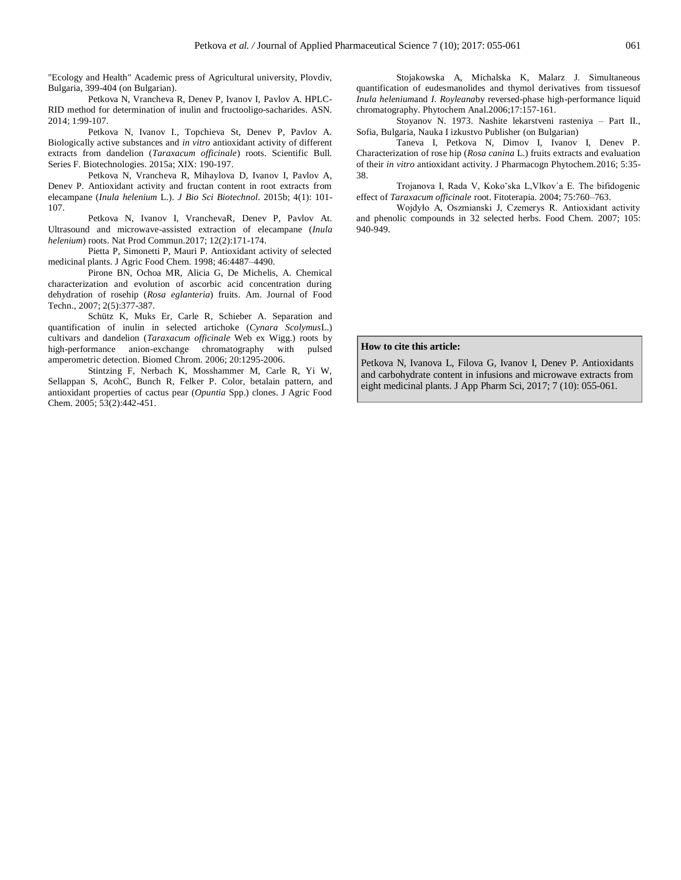"Ecology and Health" Academic press of Agricultural university, Plovdiv, Bulgaria, 399-404 (on Bulgarian).

Petkova N, Vrancheva R, Denev P, Ivanov I, Pavlov A. HPLC-RID method for determination of inulin and fructooligo-sacharides. ASN. 2014; 1:99-107.

Petkova N, Ivanov I., Topchieva St, Denev P, Pavlov A. Biologically active substances and *in vitro* antioxidant activity of different extracts from dandelion (*Taraxacum officinale*) roots. Scientific Bull. Series F. Biotechnologies. 2015a; XIX: 190-197.

Petkova N, Vrancheva R, Mihaylova D, Ivanov I, Pavlov A, Denev P. Antioxidant activity and fructan content in root extracts from elecampane (*Inula helenium* L.). *J Bio Sci Biotechnol*. 2015b; 4(1): 101-107.

Petkova N, Ivanov I, VranchevaR, Denev P, Pavlov At. Ultrasound and microwave-assisted extraction of elecampane (*Inula helenium*) roots. Nat Prod Commun.2017; 12(2):171-174.

Pietta P, Simonetti P, Mauri P. Antioxidant activity of selected medicinal plants. J Agric Food Chem. 1998; 46:4487–4490.

Pirone BN, Ochoa MR, Alicia G, De Michelis, A. Chemical characterization and evolution of ascorbic acid concentration during dehydration of rosehip (*Rosa eglanteria*) fruits. Am. Journal of Food Techn., 2007; 2(5):377-387.

Schütz K, Muks Er, Carle R, Schieber A. Separation and quantification of inulin in selected artichoke (*Cynara Scolymus*L.) cultivars and dandelion (*Taraxacum officinale* Web ex Wigg.) roots by high-performance anion-exchange chromatography with pulsed amperometric detection. Biomed Chrom. 2006; 20:1295-2006.

Stintzing F, Nerbach K, Mosshammer M, Carle R, Yi W, Sellappan S, AcohC, Bunch R, Felker P. Color, betalain pattern, and antioxidant properties of cactus pear (*Opuntia* Spp.) clones. J Agric Food Chem. 2005; 53(2):442-451.

Stojakowska A, Michalska K, Malarz J. Simultaneous quantification of eudesmanolides and thymol derivatives from tissuesof *Inula helenium*and *I. Royleana*by reversed-phase high-performance liquid chromatography. Phytochem Anal.2006;17:157-161.

Stoyanov N. 1973. Nashite lekarstveni rasteniya – Part II., Sofia, Bulgaria, Nauka I izkustvo Publisher (on Bulgarian)

Taneva I, Petkova N, Dimov I, Ivanov I, Denev P. Characterization of rose hip (*Rosa canina* L.) fruits extracts and evaluation of their *in vitro* antioxidant activity. J Pharmacogn Phytochem.2016; 5:35-38.

Trojanova I, Rada V, Kokoˇska L,Vlkov´a E. The bifidogenic effect of *Taraxacum officinale* root. Fitoterapia. 2004; 75:760–763.

Wojdyło A, Oszmianski J, Czemerys R. Antioxidant activity and phenolic compounds in 32 selected herbs. Food Chem. 2007; 105: 940-949.

**How to cite this article:**

Petkova N, Ivanova L, Filova G, Ivanov I, Denev P. Antioxidants and carbohydrate content in infusions and microwave extracts from eight medicinal plants. J App Pharm Sci, 2017; 7 (10): 055-061.